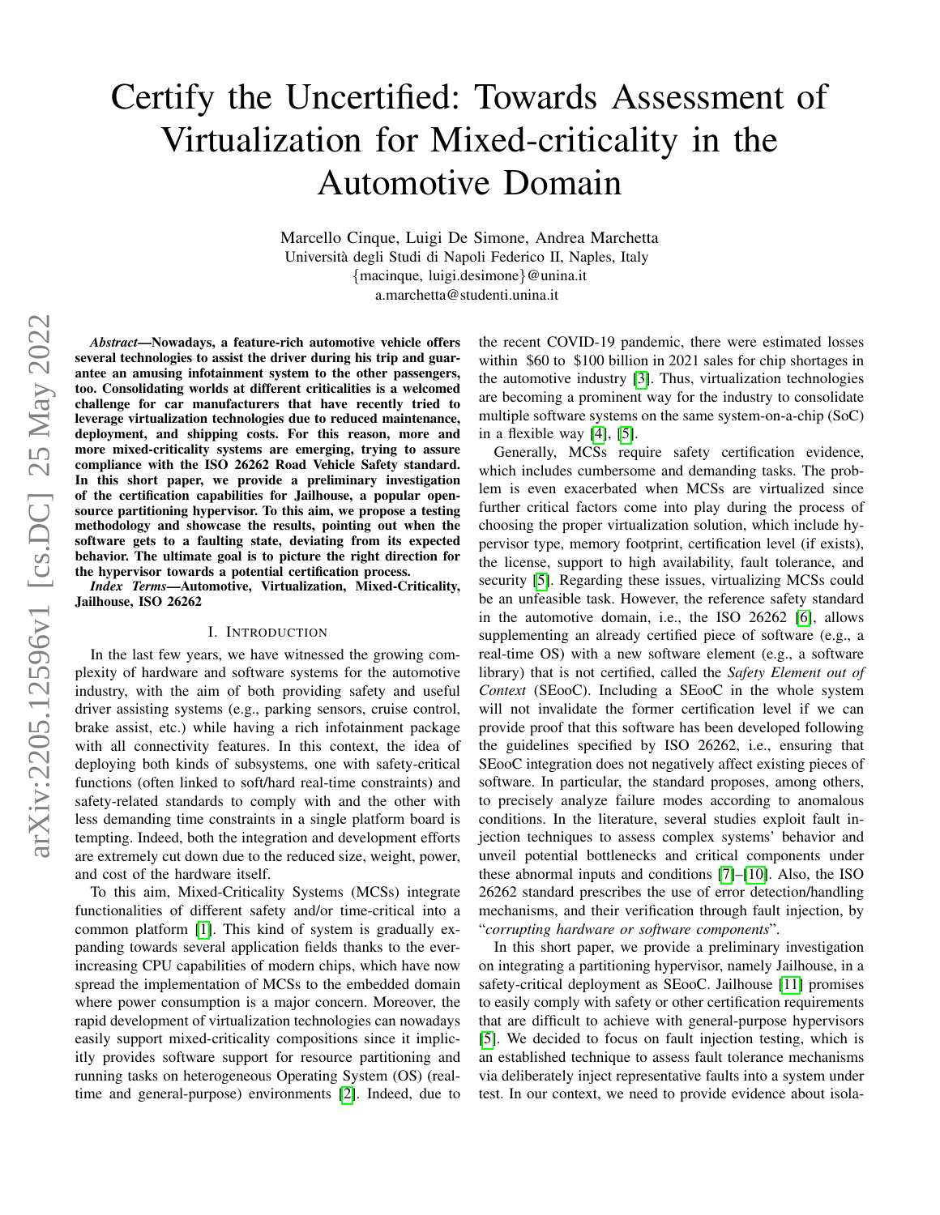# Certify the Uncertified: Towards Assessment of Virtualization for Mixed-criticality in the Automotive Domain

Marcello Cinque, Luigi De Simone, Andrea Marchetta
Università degli Studi di Napoli Federico II, Naples, Italy
{macinque, luigi.desimone}@unina.it
a.marchetta@studenti.unina.it

***Abstract*—Nowadays, a feature-rich automotive vehicle offers several technologies to assist the driver during his trip and guarantee an amusing infotainment system to the other passengers, too. Consolidating worlds at different criticalities is a welcomed challenge for car manufacturers that have recently tried to leverage virtualization technologies due to reduced maintenance, deployment, and shipping costs. For this reason, more and more mixed-criticality systems are emerging, trying to assure compliance with the ISO 26262 Road Vehicle Safety standard. In this short paper, we provide a preliminary investigation of the certification capabilities for Jailhouse, a popular open-source partitioning hypervisor. To this aim, we propose a testing methodology and showcase the results, pointing out when the software gets to a faulting state, deviating from its expected behavior. The ultimate goal is to picture the right direction for the hypervisor towards a potential certification process.**

***Index Terms*—Automotive, Virtualization, Mixed-Criticality, Jailhouse, ISO 26262**

## I. Introduction

In the last few years, we have witnessed the growing complexity of hardware and software systems for the automotive industry, with the aim of both providing safety and useful driver assisting systems (e.g., parking sensors, cruise control, brake assist, etc.) while having a rich infotainment package with all connectivity features. In this context, the idea of deploying both kinds of subsystems, one with safety-critical functions (often linked to soft/hard real-time constraints) and safety-related standards to comply with and the other with less demanding time constraints in a single platform board is tempting. Indeed, both the integration and development efforts are extremely cut down due to the reduced size, weight, power, and cost of the hardware itself.

To this aim, Mixed-Criticality Systems (MCSs) integrate functionalities of different safety and/or time-critical into a common platform [1]. This kind of system is gradually expanding towards several application fields thanks to the ever-increasing CPU capabilities of modern chips, which have now spread the implementation of MCSs to the embedded domain where power consumption is a major concern. Moreover, the rapid development of virtualization technologies can nowadays easily support mixed-criticality compositions since it implicitly provides software support for resource partitioning and running tasks on heterogeneous Operating System (OS) (real-time and general-purpose) environments [2]. Indeed, due to the recent COVID-19 pandemic, there were estimated losses within \$60 to \$100 billion in 2021 sales for chip shortages in the automotive industry [3]. Thus, virtualization technologies are becoming a prominent way for the industry to consolidate multiple software systems on the same system-on-a-chip (SoC) in a flexible way [4], [5].

Generally, MCSs require safety certification evidence, which includes cumbersome and demanding tasks. The problem is even exacerbated when MCSs are virtualized since further critical factors come into play during the process of choosing the proper virtualization solution, which include hypervisor type, memory footprint, certification level (if exists), the license, support to high availability, fault tolerance, and security [5]. Regarding these issues, virtualizing MCSs could be an unfeasible task. However, the reference safety standard in the automotive domain, i.e., the ISO 26262 [6], allows supplementing an already certified piece of software (e.g., a real-time OS) with a new software element (e.g., a software library) that is not certified, called the *Safety Element out of Context* (SEooC). Including a SEooC in the whole system will not invalidate the former certification level if we can provide proof that this software has been developed following the guidelines specified by ISO 26262, i.e., ensuring that SEooC integration does not negatively affect existing pieces of software. In particular, the standard proposes, among others, to precisely analyze failure modes according to anomalous conditions. In the literature, several studies exploit fault injection techniques to assess complex systems' behavior and unveil potential bottlenecks and critical components under these abnormal inputs and conditions [7]–[10]. Also, the ISO 26262 standard prescribes the use of error detection/handling mechanisms, and their verification through fault injection, by "*corrupting hardware or software components*".

In this short paper, we provide a preliminary investigation on integrating a partitioning hypervisor, namely Jailhouse, in a safety-critical deployment as SEooC. Jailhouse [11] promises to easily comply with safety or other certification requirements that are difficult to achieve with general-purpose hypervisors [5]. We decided to focus on fault injection testing, which is an established technique to assess fault tolerance mechanisms via deliberately inject representative faults into a system under test. In our context, we need to provide evidence about isola-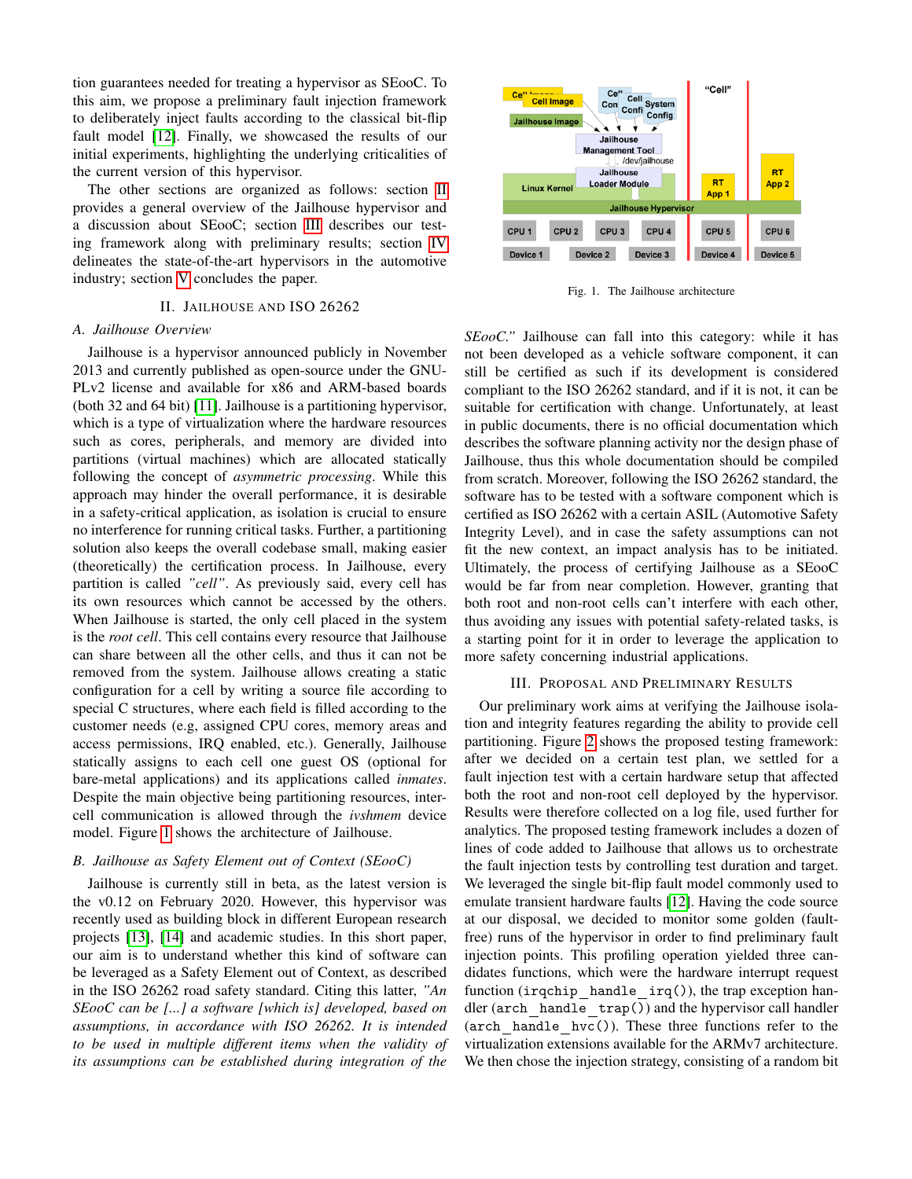tion guarantees needed for treating a hypervisor as SEooC. To this aim, we propose a preliminary fault injection framework to deliberately inject faults according to the classical bit-flip fault model [12]. Finally, we showcased the results of our initial experiments, highlighting the underlying criticalities of the current version of this hypervisor.

The other sections are organized as follows: section II provides a general overview of the Jailhouse hypervisor and a discussion about SEooC; section III describes our testing framework along with preliminary results; section IV delineates the state-of-the-art hypervisors in the automotive industry; section V concludes the paper.

## II. Jailhouse and ISO 26262

### A. Jailhouse Overview

Jailhouse is a hypervisor announced publicly in November 2013 and currently published as open-source under the GNU-PLv2 license and available for x86 and ARM-based boards (both 32 and 64 bit) [11]. Jailhouse is a partitioning hypervisor, which is a type of virtualization where the hardware resources such as cores, peripherals, and memory are divided into partitions (virtual machines) which are allocated statically following the concept of *asymmetric processing*. While this approach may hinder the overall performance, it is desirable in a safety-critical application, as isolation is crucial to ensure no interference for running critical tasks. Further, a partitioning solution also keeps the overall codebase small, making easier (theoretically) the certification process. In Jailhouse, every partition is called *"cell"*. As previously said, every cell has its own resources which cannot be accessed by the others. When Jailhouse is started, the only cell placed in the system is the *root cell*. This cell contains every resource that Jailhouse can share between all the other cells, and thus it can not be removed from the system. Jailhouse allows creating a static configuration for a cell by writing a source file according to special C structures, where each field is filled according to the customer needs (e.g, assigned CPU cores, memory areas and access permissions, IRQ enabled, etc.). Generally, Jailhouse statically assigns to each cell one guest OS (optional for bare-metal applications) and its applications called *inmates*. Despite the main objective being partitioning resources, inter-cell communication is allowed through the *ivshmem* device model. Figure 1 shows the architecture of Jailhouse.

### B. Jailhouse as Safety Element out of Context (SEooC)

Jailhouse is currently still in beta, as the latest version is the v0.12 on February 2020. However, this hypervisor was recently used as building block in different European research projects [13], [14] and academic studies. In this short paper, our aim is to understand whether this kind of software can be leveraged as a Safety Element out of Context, as described in the ISO 26262 road safety standard. Citing this latter, *"An SEooC can be [...] a software [which is] developed, based on assumptions, in accordance with ISO 26262. It is intended to be used in multiple different items when the validity of its assumptions can be established during integration of the SEooC."* Jailhouse can fall into this category: while it has not been developed as a vehicle software component, it can still be certified as such if its development is considered compliant to the ISO 26262 standard, and if it is not, it can be suitable for certification with change. Unfortunately, at least in public documents, there is no official documentation which describes the software planning activity nor the design phase of Jailhouse, thus this whole documentation should be compiled from scratch. Moreover, following the ISO 26262 standard, the software has to be tested with a software component which is certified as ISO 26262 with a certain ASIL (Automotive Safety Integrity Level), and in case the safety assumptions can not fit the new context, an impact analysis has to be initiated. Ultimately, the process of certifying Jailhouse as a SEooC would be far from near completion. However, granting that both root and non-root cells can't interfere with each other, thus avoiding any issues with potential safety-related tasks, is a starting point for it in order to leverage the application to more safety concerning industrial applications.

Fig. 1. The Jailhouse architecture

## III. Proposal and Preliminary Results

Our preliminary work aims at verifying the Jailhouse isolation and integrity features regarding the ability to provide cell partitioning. Figure 2 shows the proposed testing framework: after we decided on a certain test plan, we settled for a fault injection test with a certain hardware setup that affected both the root and non-root cell deployed by the hypervisor. Results were therefore collected on a log file, used further for analytics. The proposed testing framework includes a dozen of lines of code added to Jailhouse that allows us to orchestrate the fault injection tests by controlling test duration and target. We leveraged the single bit-flip fault model commonly used to emulate transient hardware faults [12]. Having the code source at our disposal, we decided to monitor some golden (fault-free) runs of the hypervisor in order to find preliminary fault injection points. This profiling operation yielded three candidates functions, which were the hardware interrupt request function (`irqchip_handle_irq()`), the trap exception handler (`arch_handle_trap()`) and the hypervisor call handler (`arch_handle_hvc()`). These three functions refer to the virtualization extensions available for the ARMv7 architecture. We then chose the injection strategy, consisting of a random bit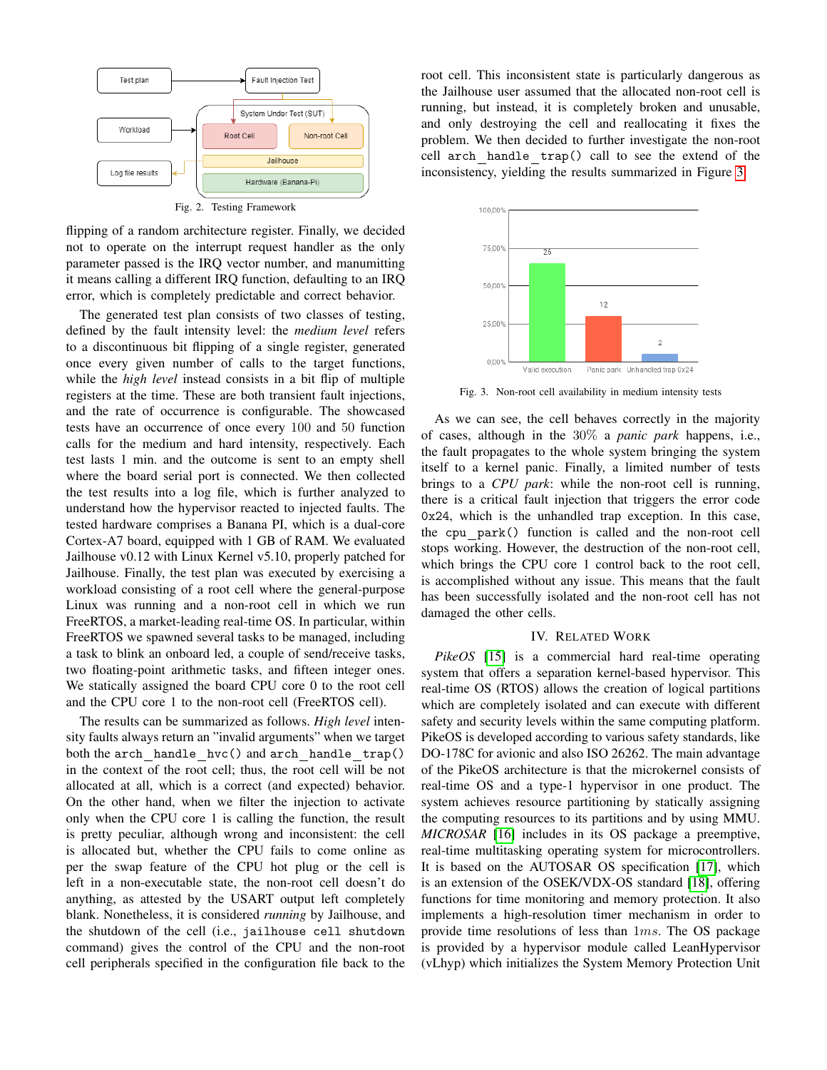Fig. 2. Testing Framework

flipping of a random architecture register. Finally, we decided not to operate on the interrupt request handler as the only parameter passed is the IRQ vector number, and manumitting it means calling a different IRQ function, defaulting to an IRQ error, which is completely predictable and correct behavior.

The generated test plan consists of two classes of testing, defined by the fault intensity level: the *medium level* refers to a discontinuous bit flipping of a single register, generated once every given number of calls to the target functions, while the *high level* instead consists in a bit flip of multiple registers at the time. These are both transient fault injections, and the rate of occurrence is configurable. The showcased tests have an occurrence of once every 100 and 50 function calls for the medium and hard intensity, respectively. Each test lasts 1 min. and the outcome is sent to an empty shell where the board serial port is connected. We then collected the test results into a log file, which is further analyzed to understand how the hypervisor reacted to injected faults. The tested hardware comprises a Banana PI, which is a dual-core Cortex-A7 board, equipped with 1 GB of RAM. We evaluated Jailhouse v0.12 with Linux Kernel v5.10, properly patched for Jailhouse. Finally, the test plan was executed by exercising a workload consisting of a root cell where the general-purpose Linux was running and a non-root cell in which we run FreeRTOS, a market-leading real-time OS. In particular, within FreeRTOS we spawned several tasks to be managed, including a task to blink an onboard led, a couple of send/receive tasks, two floating-point arithmetic tasks, and fifteen integer ones. We statically assigned the board CPU core 0 to the root cell and the CPU core 1 to the non-root cell (FreeRTOS cell).

The results can be summarized as follows. *High level* intensity faults always return an "invalid arguments" when we target both the `arch_handle_hvc()` and `arch_handle_trap()` in the context of the root cell; thus, the root cell will be not allocated at all, which is a correct (and expected) behavior. On the other hand, when we filter the injection to activate only when the CPU core 1 is calling the function, the result is pretty peculiar, although wrong and inconsistent: the cell is allocated but, whether the CPU fails to come online as per the swap feature of the CPU hot plug or the cell is left in a non-executable state, the non-root cell doesn't do anything, as attested by the USART output left completely blank. Nonetheless, it is considered *running* by Jailhouse, and the shutdown of the cell (i.e., `jailhouse cell shutdown` command) gives the control of the CPU and the non-root cell peripherals specified in the configuration file back to the root cell. This inconsistent state is particularly dangerous as the Jailhouse user assumed that the allocated non-root cell is running, but instead, it is completely broken and unusable, and only destroying the cell and reallocating it fixes the problem. We then decided to further investigate the non-root cell `arch_handle_trap()` call to see the extend of the inconsistency, yielding the results summarized in Figure 3.

Fig. 3. Non-root cell availability in medium intensity tests

As we can see, the cell behaves correctly in the majority of cases, although in the $30\%$ a *panic park* happens, i.e., the fault propagates to the whole system bringing the system itself to a kernel panic. Finally, a limited number of tests brings to a *CPU park*: while the non-root cell is running, there is a critical fault injection that triggers the error code 0x24, which is the unhandled trap exception. In this case, the `cpu_park()` function is called and the non-root cell stops working. However, the destruction of the non-root cell, which brings the CPU core 1 control back to the root cell, is accomplished without any issue. This means that the fault has been successfully isolated and the non-root cell has not damaged the other cells.

## IV. Related Work

*PikeOS* [15] is a commercial hard real-time operating system that offers a separation kernel-based hypervisor. This real-time OS (RTOS) allows the creation of logical partitions which are completely isolated and can execute with different safety and security levels within the same computing platform. PikeOS is developed according to various safety standards, like DO-178C for avionic and also ISO 26262. The main advantage of the PikeOS architecture is that the microkernel consists of real-time OS and a type-1 hypervisor in one product. The system achieves resource partitioning by statically assigning the computing resources to its partitions and by using MMU. *MICROSAR* [16] includes in its OS package a preemptive, real-time multitasking operating system for microcontrollers. It is based on the AUTOSAR OS specification [17], which is an extension of the OSEK/VDX-OS standard [18], offering functions for time monitoring and memory protection. It also implements a high-resolution timer mechanism in order to provide time resolutions of less than $1ms$. The OS package is provided by a hypervisor module called LeanHypervisor (vLhyp) which initializes the System Memory Protection Unit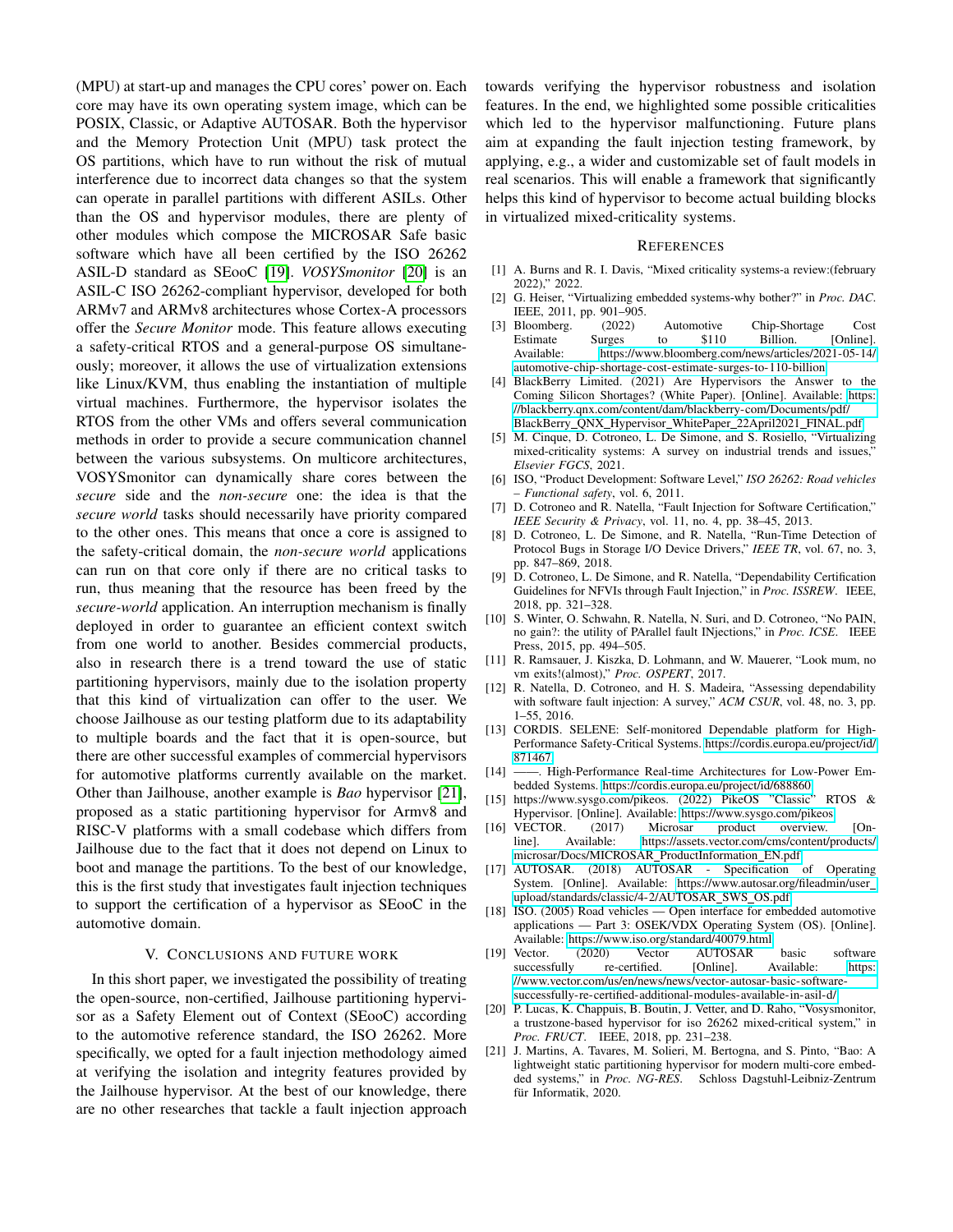(MPU) at start-up and manages the CPU cores' power on. Each core may have its own operating system image, which can be POSIX, Classic, or Adaptive AUTOSAR. Both the hypervisor and the Memory Protection Unit (MPU) task protect the OS partitions, which have to run without the risk of mutual interference due to incorrect data changes so that the system can operate in parallel partitions with different ASILs. Other than the OS and hypervisor modules, there are plenty of other modules which compose the MICROSAR Safe basic software which have all been certified by the ISO 26262 ASIL-D standard as SEooC [19]. *VOSYSmonitor* [20] is an ASIL-C ISO 26262-compliant hypervisor, developed for both ARMv7 and ARMv8 architectures whose Cortex-A processors offer the *Secure Monitor* mode. This feature allows executing a safety-critical RTOS and a general-purpose OS simultaneously; moreover, it allows the use of virtualization extensions like Linux/KVM, thus enabling the instantiation of multiple virtual machines. Furthermore, the hypervisor isolates the RTOS from the other VMs and offers several communication methods in order to provide a secure communication channel between the various subsystems. On multicore architectures, VOSYSmonitor can dynamically share cores between the *secure* side and the *non-secure* one: the idea is that the *secure world* tasks should necessarily have priority compared to the other ones. This means that once a core is assigned to the safety-critical domain, the *non-secure world* applications can run on that core only if there are no critical tasks to run, thus meaning that the resource has been freed by the *secure-world* application. An interruption mechanism is finally deployed in order to guarantee an efficient context switch from one world to another. Besides commercial products, also in research there is a trend toward the use of static partitioning hypervisors, mainly due to the isolation property that this kind of virtualization can offer to the user. We choose Jailhouse as our testing platform due to its adaptability to multiple boards and the fact that it is open-source, but there are other successful examples of commercial hypervisors for automotive platforms currently available on the market. Other than Jailhouse, another example is *Bao* hypervisor [21], proposed as a static partitioning hypervisor for Armv8 and RISC-V platforms with a small codebase which differs from Jailhouse due to the fact that it does not depend on Linux to boot and manage the partitions. To the best of our knowledge, this is the first study that investigates fault injection techniques to support the certification of a hypervisor as SEooC in the automotive domain.

## V. Conclusions and Future Work

In this short paper, we investigated the possibility of treating the open-source, non-certified, Jailhouse partitioning hypervisor as a Safety Element out of Context (SEooC) according to the automotive reference standard, the ISO 26262. More specifically, we opted for a fault injection methodology aimed at verifying the isolation and integrity features provided by the Jailhouse hypervisor. At the best of our knowledge, there are no other researches that tackle a fault injection approach towards verifying the hypervisor robustness and isolation features. In the end, we highlighted some possible criticalities which led to the hypervisor malfunctioning. Future plans aim at expanding the fault injection testing framework, by applying, e.g., a wider and customizable set of fault models in real scenarios. This will enable a framework that significantly helps this kind of hypervisor to become actual building blocks in virtualized mixed-criticality systems.

## References

[1] A. Burns and R. I. Davis, "Mixed criticality systems-a review:(february 2022)," 2022.

[2] G. Heiser, "Virtualizing embedded systems-why bother?" in *Proc. DAC*. IEEE, 2011, pp. 901–905.

[3] Bloomberg. (2022) Automotive Chip-Shortage Cost Estimate Surges to $110 Billion. [Online]. Available: https://www.bloomberg.com/news/articles/2021-05-14/automotive-chip-shortage-cost-estimate-surges-to-110-billion

[4] BlackBerry Limited. (2021) Are Hypervisors the Answer to the Coming Silicon Shortages? (White Paper). [Online]. Available: https://blackberry.qnx.com/content/dam/blackberry-com/Documents/pdf/BlackBerry_QNX_Hypervisor_WhitePaper_22April2021_FINAL.pdf

[5] M. Cinque, D. Cotroneo, L. De Simone, and S. Rosiello, "Virtualizing mixed-criticality systems: A survey on industrial trends and issues," *Elsevier FGCS*, 2021.

[6] ISO, "Product Development: Software Level," *ISO 26262: Road vehicles – Functional safety*, vol. 6, 2011.

[7] D. Cotroneo and R. Natella, "Fault Injection for Software Certification," *IEEE Security & Privacy*, vol. 11, no. 4, pp. 38–45, 2013.

[8] D. Cotroneo, L. De Simone, and R. Natella, "Run-Time Detection of Protocol Bugs in Storage I/O Device Drivers," *IEEE TR*, vol. 67, no. 3, pp. 847–869, 2018.

[9] D. Cotroneo, L. De Simone, and R. Natella, "Dependability Certification Guidelines for NFVIs through Fault Injection," in *Proc. ISSREW*. IEEE, 2018, pp. 321–328.

[10] S. Winter, O. Schwahn, R. Natella, N. Suri, and D. Cotroneo, "No PAIN, no gain?: the utility of PArallel fault INjections," in *Proc. ICSE*. IEEE Press, 2015, pp. 494–505.

[11] R. Ramsauer, J. Kiszka, D. Lohmann, and W. Mauerer, "Look mum, no vm exits!(almost)," *Proc. OSPERT*, 2017.

[12] R. Natella, D. Cotroneo, and H. S. Madeira, "Assessing dependability with software fault injection: A survey," *ACM CSUR*, vol. 48, no. 3, pp. 1–55, 2016.

[13] CORDIS. SELENE: Self-monitored Dependable platform for High-Performance Safety-Critical Systems. https://cordis.europa.eu/project/id/871467

[14] ——. High-Performance Real-time Architectures for Low-Power Embedded Systems. https://cordis.europa.eu/project/id/688860

[15] https://www.sysgo.com/pikeos. (2022) PikeOS "Classic" RTOS & Hypervisor. [Online]. Available: https://www.sysgo.com/pikeos

[16] VECTOR. (2017) Microsar product overview. [Online]. Available: https://assets.vector.com/cms/content/products/microsar/Docs/MICROSAR_ProductInformation_EN.pdf

[17] AUTOSAR. (2018) AUTOSAR - Specification of Operating System. [Online]. Available: https://www.autosar.org/fileadmin/user_upload/standards/classic/4-2/AUTOSAR_SWS_OS.pdf

[18] ISO. (2005) Road vehicles — Open interface for embedded automotive applications — Part 3: OSEK/VDX Operating System (OS). [Online]. Available: https://www.iso.org/standard/40079.html

[19] Vector. (2020) Vector AUTOSAR basic software successfully re-certified. [Online]. Available: https://www.vector.com/us/en/news/news/vector-autosar-basic-software-successfully-re-certified-additional-modules-available-in-asil-d/

[20] P. Lucas, K. Chappuis, B. Boutin, J. Vetter, and D. Raho, "Vosysmonitor, a trustzone-based hypervisor for iso 26262 mixed-critical system," in *Proc. FRUCT*. IEEE, 2018, pp. 231–238.

[21] J. Martins, A. Tavares, M. Solieri, M. Bertogna, and S. Pinto, "Bao: A lightweight static partitioning hypervisor for modern multi-core embedded systems," in *Proc. NG-RES*. Schloss Dagstuhl-Leibniz-Zentrum für Informatik, 2020.